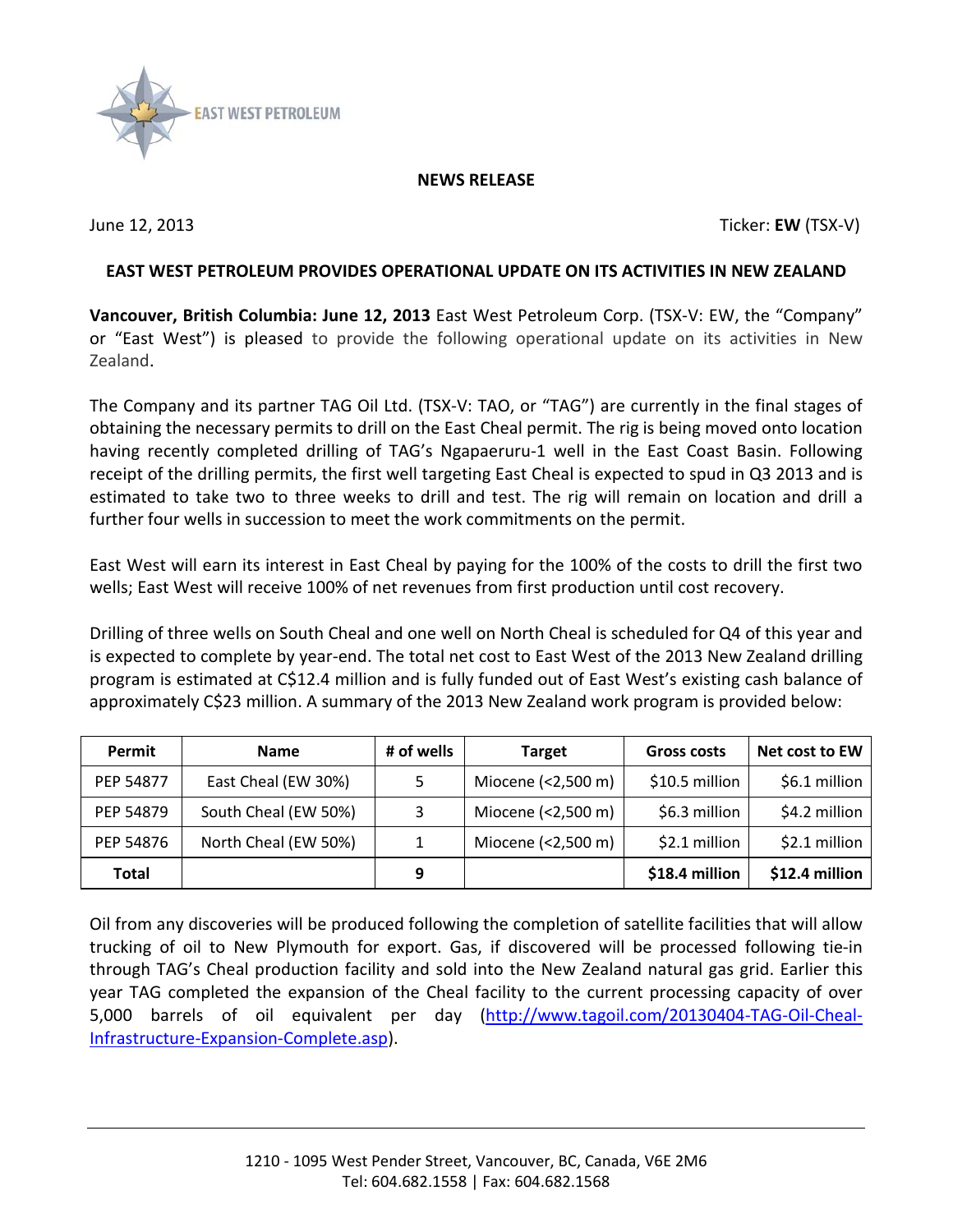EAST WEST PETROLEUM

**NEWS RELEASE**

June 12, 2013 Ticker: **EW** (TSX-V)

## EAST WEST PETROLEUM PROVIDES OPERATIONAL UPDATE ON ITS ACTIVITIES IN NEW ZEALAND

**Vancouver, British Columbia: June 12, 2013** East West Petroleum Corp. (TSX-V: EW, the "Company" or "East West") is pleased to provide the following operational update on its activities in New Zealand.

The Company and its partner TAG Oil Ltd. (TSX-V: TAO, or "TAG") are currently in the final stages of obtaining the necessary permits to drill on the East Cheal permit. The rig is being moved onto location having recently completed drilling of TAG's Ngapaeruru-1 well in the East Coast Basin. Following receipt of the drilling permits, the first well targeting East Cheal is expected to spud in Q3 2013 and is estimated to take two to three weeks to drill and test. The rig will remain on location and drill a further four wells in succession to meet the work commitments on the permit.

East West will earn its interest in East Cheal by paying for the 100% of the costs to drill the first two wells; East West will receive 100% of net revenues from first production until cost recovery.

Drilling of three wells on South Cheal and one well on North Cheal is scheduled for Q4 of this year and is expected to complete by year-end. The total net cost to East West of the 2013 New Zealand drilling program is estimated at C$12.4 million and is fully funded out of East West's existing cash balance of approximately C$23 million. A summary of the 2013 New Zealand work program is provided below:

| Permit | Name | # of wells | Target | Gross costs | Net cost to EW |
|---|---|---|---|---|---|
| PEP 54877 | East Cheal (EW 30%) | 5 | Miocene (<2,500 m) | $10.5 million | $6.1 million |
| PEP 54879 | South Cheal (EW 50%) | 3 | Miocene (<2,500 m) | $6.3 million | $4.2 million |
| PEP 54876 | North Cheal (EW 50%) | 1 | Miocene (<2,500 m) | $2.1 million | $2.1 million |
| **Total** | | **9** | | **$18.4 million** | **$12.4 million** |

Oil from any discoveries will be produced following the completion of satellite facilities that will allow trucking of oil to New Plymouth for export. Gas, if discovered will be processed following tie-in through TAG's Cheal production facility and sold into the New Zealand natural gas grid. Earlier this year TAG completed the expansion of the Cheal facility to the current processing capacity of over 5,000 barrels of oil equivalent per day (http://www.tagoil.com/20130404-TAG-Oil-Cheal-Infrastructure-Expansion-Complete.asp).

1210 - 1095 West Pender Street, Vancouver, BC, Canada, V6E 2M6
Tel: 604.682.1558 | Fax: 604.682.1568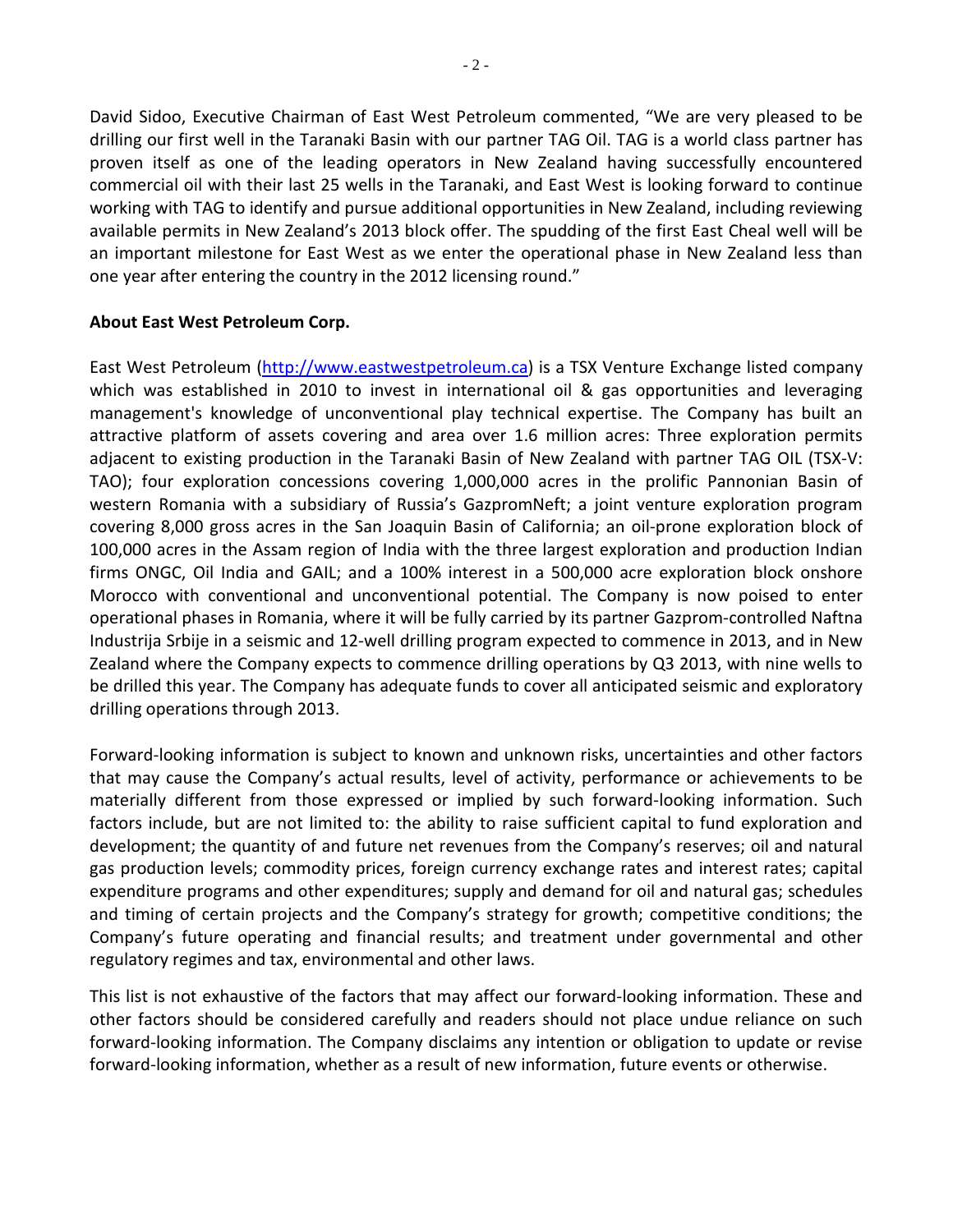David Sidoo, Executive Chairman of East West Petroleum commented, "We are very pleased to be drilling our first well in the Taranaki Basin with our partner TAG Oil. TAG is a world class partner has proven itself as one of the leading operators in New Zealand having successfully encountered commercial oil with their last 25 wells in the Taranaki, and East West is looking forward to continue working with TAG to identify and pursue additional opportunities in New Zealand, including reviewing available permits in New Zealand's 2013 block offer. The spudding of the first East Cheal well will be an important milestone for East West as we enter the operational phase in New Zealand less than one year after entering the country in the 2012 licensing round."

**About East West Petroleum Corp.**

East West Petroleum (http://www.eastwestpetroleum.ca) is a TSX Venture Exchange listed company which was established in 2010 to invest in international oil & gas opportunities and leveraging management's knowledge of unconventional play technical expertise. The Company has built an attractive platform of assets covering and area over 1.6 million acres: Three exploration permits adjacent to existing production in the Taranaki Basin of New Zealand with partner TAG OIL (TSX-V: TAO); four exploration concessions covering 1,000,000 acres in the prolific Pannonian Basin of western Romania with a subsidiary of Russia's GazpromNeft; a joint venture exploration program covering 8,000 gross acres in the San Joaquin Basin of California; an oil-prone exploration block of 100,000 acres in the Assam region of India with the three largest exploration and production Indian firms ONGC, Oil India and GAIL; and a 100% interest in a 500,000 acre exploration block onshore Morocco with conventional and unconventional potential. The Company is now poised to enter operational phases in Romania, where it will be fully carried by its partner Gazprom-controlled Naftna Industrija Srbije in a seismic and 12-well drilling program expected to commence in 2013, and in New Zealand where the Company expects to commence drilling operations by Q3 2013, with nine wells to be drilled this year. The Company has adequate funds to cover all anticipated seismic and exploratory drilling operations through 2013.

Forward-looking information is subject to known and unknown risks, uncertainties and other factors that may cause the Company's actual results, level of activity, performance or achievements to be materially different from those expressed or implied by such forward-looking information. Such factors include, but are not limited to: the ability to raise sufficient capital to fund exploration and development; the quantity of and future net revenues from the Company's reserves; oil and natural gas production levels; commodity prices, foreign currency exchange rates and interest rates; capital expenditure programs and other expenditures; supply and demand for oil and natural gas; schedules and timing of certain projects and the Company's strategy for growth; competitive conditions; the Company's future operating and financial results; and treatment under governmental and other regulatory regimes and tax, environmental and other laws.

This list is not exhaustive of the factors that may affect our forward-looking information. These and other factors should be considered carefully and readers should not place undue reliance on such forward-looking information. The Company disclaims any intention or obligation to update or revise forward-looking information, whether as a result of new information, future events or otherwise.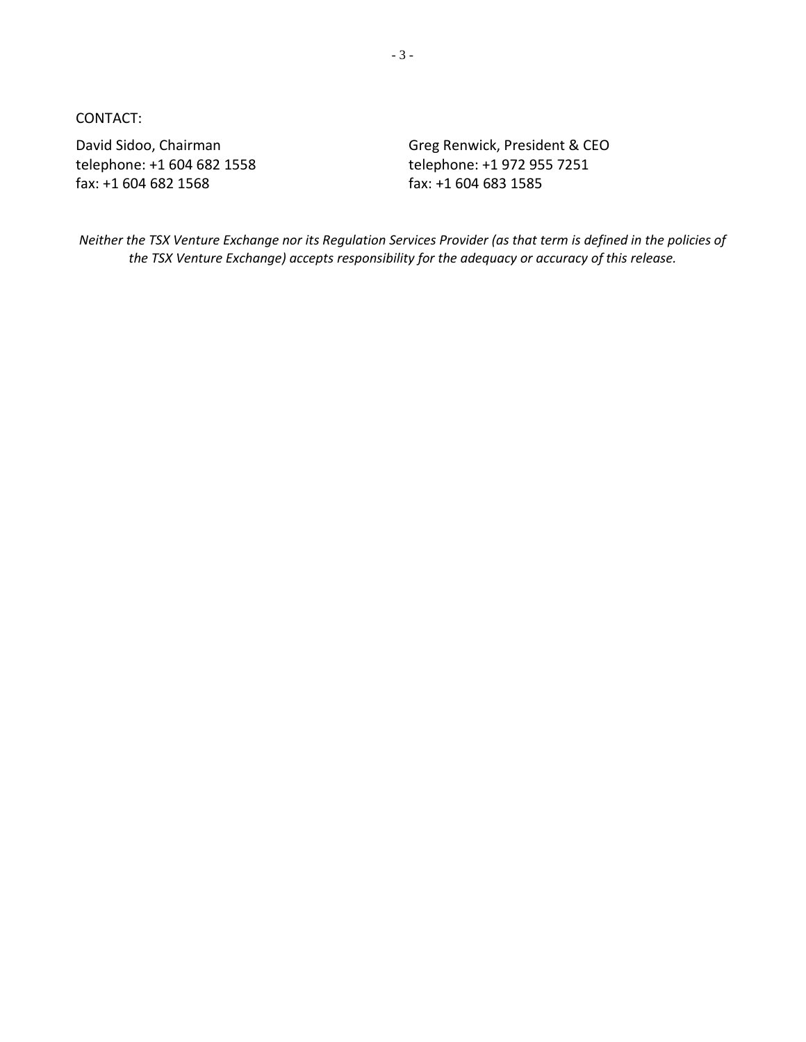CONTACT:

David Sidoo, Chairman
telephone: +1 604 682 1558
fax: +1 604 682 1568

Greg Renwick, President & CEO
telephone: +1 972 955 7251
fax: +1 604 683 1585

*Neither the TSX Venture Exchange nor its Regulation Services Provider (as that term is defined in the policies of the TSX Venture Exchange) accepts responsibility for the adequacy or accuracy of this release.*